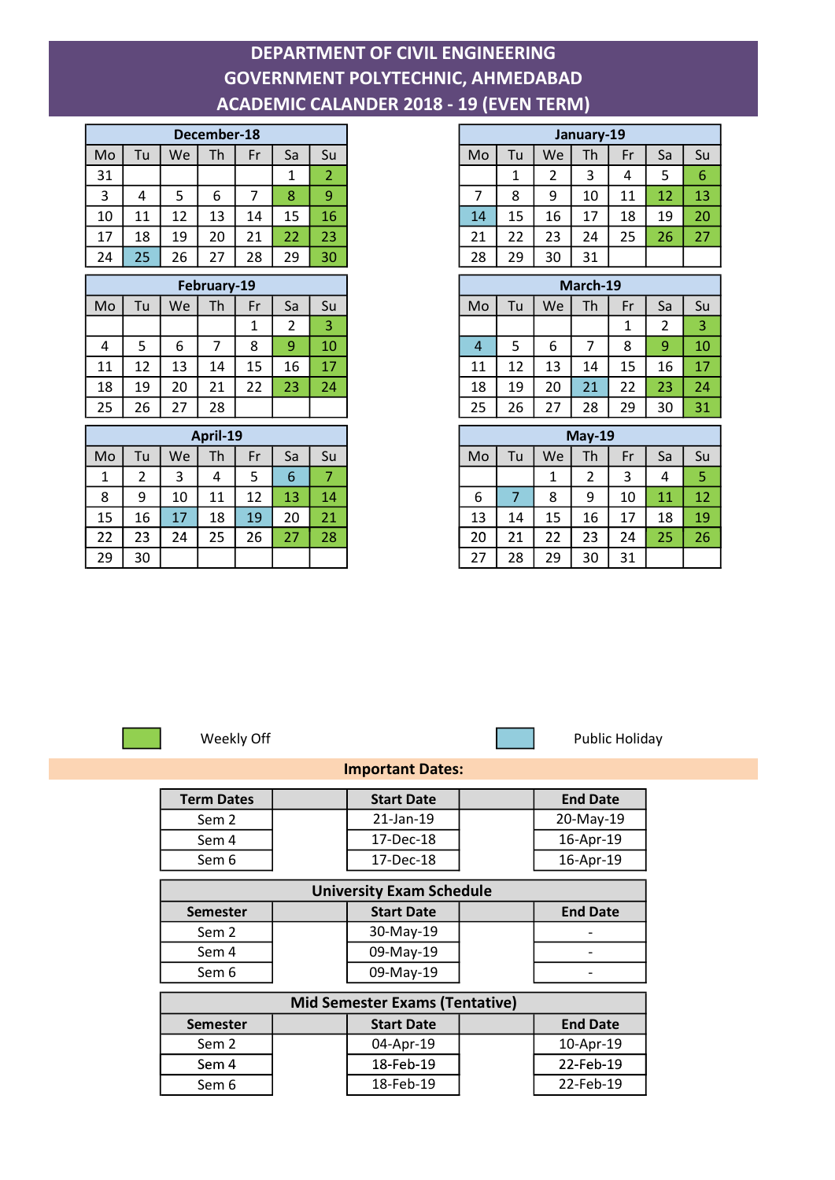# DEPARTMENT OF CIVIL ENGINEERING
# GOVERNMENT POLYTECHNIC, AHMEDABAD
# ACADEMIC CALANDER 2018 - 19 (EVEN TERM)

**December-18**

| Mo | Tu | We | Th | Fr | Sa | Su |
|---|---|---|---|---|---|---|
| 31 | | | | | 1 | 2 |
| 3 | 4 | 5 | 6 | 7 | 8 | 9 |
| 10 | 11 | 12 | 13 | 14 | 15 | 16 |
| 17 | 18 | 19 | 20 | 21 | 22 | 23 |
| 24 | 25 | 26 | 27 | 28 | 29 | 30 |

**January-19**

| Mo | Tu | We | Th | Fr | Sa | Su |
|---|---|---|---|---|---|---|
| | 1 | 2 | 3 | 4 | 5 | 6 |
| 7 | 8 | 9 | 10 | 11 | 12 | 13 |
| 14 | 15 | 16 | 17 | 18 | 19 | 20 |
| 21 | 22 | 23 | 24 | 25 | 26 | 27 |
| 28 | 29 | 30 | 31 | | | |

**February-19**

| Mo | Tu | We | Th | Fr | Sa | Su |
|---|---|---|---|---|---|---|
| | | | | 1 | 2 | 3 |
| 4 | 5 | 6 | 7 | 8 | 9 | 10 |
| 11 | 12 | 13 | 14 | 15 | 16 | 17 |
| 18 | 19 | 20 | 21 | 22 | 23 | 24 |
| 25 | 26 | 27 | 28 | | | |

**March-19**

| Mo | Tu | We | Th | Fr | Sa | Su |
|---|---|---|---|---|---|---|
| | | | | 1 | 2 | 3 |
| 4 | 5 | 6 | 7 | 8 | 9 | 10 |
| 11 | 12 | 13 | 14 | 15 | 16 | 17 |
| 18 | 19 | 20 | 21 | 22 | 23 | 24 |
| 25 | 26 | 27 | 28 | 29 | 30 | 31 |

**April-19**

| Mo | Tu | We | Th | Fr | Sa | Su |
|---|---|---|---|---|---|---|
| 1 | 2 | 3 | 4 | 5 | 6 | 7 |
| 8 | 9 | 10 | 11 | 12 | 13 | 14 |
| 15 | 16 | 17 | 18 | 19 | 20 | 21 |
| 22 | 23 | 24 | 25 | 26 | 27 | 28 |
| 29 | 30 | | | | | |

**May-19**

| Mo | Tu | We | Th | Fr | Sa | Su |
|---|---|---|---|---|---|---|
| | | 1 | 2 | 3 | 4 | 5 |
| 6 | 7 | 8 | 9 | 10 | 11 | 12 |
| 13 | 14 | 15 | 16 | 17 | 18 | 19 |
| 20 | 21 | 22 | 23 | 24 | 25 | 26 |
| 27 | 28 | 29 | 30 | 31 | | |

Weekly Off: Dec 2, 8, 9, 16, 22, 23, 30; Jan 6, 12, 13, 20, 26, 27; Feb 3, 9, 10, 17, 23, 24; Mar 3, 9, 10, 17, 23, 24, 31; Apr 7, 13, 14, 21, 27, 28; May 5, 11, 12, 19, 25, 26

Public Holiday: Dec 25; Jan 14; Mar 4, 21; Apr 6, 17, 19; May 7

## Important Dates:

| Term Dates | Start Date | End Date |
|---|---|---|
| Sem 2 | 21-Jan-19 | 20-May-19 |
| Sem 4 | 17-Dec-18 | 16-Apr-19 |
| Sem 6 | 17-Dec-18 | 16-Apr-19 |

**University Exam Schedule**

| Semester | Start Date | End Date |
|---|---|---|
| Sem 2 | 30-May-19 | - |
| Sem 4 | 09-May-19 | - |
| Sem 6 | 09-May-19 | - |

**Mid Semester Exams (Tentative)**

| Semester | Start Date | End Date |
|---|---|---|
| Sem 2 | 04-Apr-19 | 10-Apr-19 |
| Sem 4 | 18-Feb-19 | 22-Feb-19 |
| Sem 6 | 18-Feb-19 | 22-Feb-19 |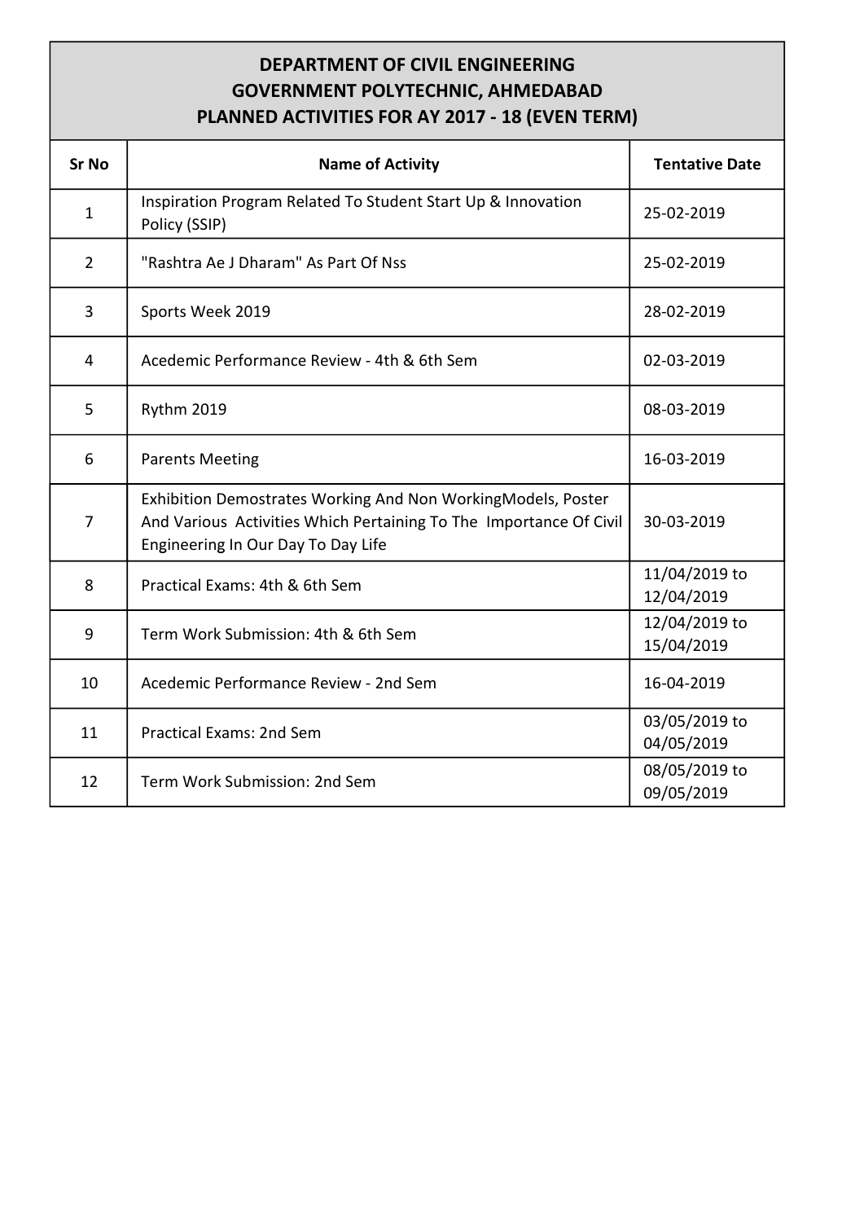# DEPARTMENT OF CIVIL ENGINEERING
# GOVERNMENT POLYTECHNIC, AHMEDABAD
# PLANNED ACTIVITIES FOR AY 2017 - 18 (EVEN TERM)

| Sr No | Name of Activity | Tentative Date |
|---|---|---|
| 1 | Inspiration Program Related To Student Start Up & Innovation Policy (SSIP) | 25-02-2019 |
| 2 | "Rashtra Ae J Dharam" As Part Of Nss | 25-02-2019 |
| 3 | Sports Week 2019 | 28-02-2019 |
| 4 | Acedemic Performance Review - 4th & 6th Sem | 02-03-2019 |
| 5 | Rythm 2019 | 08-03-2019 |
| 6 | Parents Meeting | 16-03-2019 |
| 7 | Exhibition Demostrates Working And Non WorkingModels, Poster And Various Activities Which Pertaining To The Importance Of Civil Engineering In Our Day To Day Life | 30-03-2019 |
| 8 | Practical Exams: 4th & 6th Sem | 11/04/2019 to 12/04/2019 |
| 9 | Term Work Submission: 4th & 6th Sem | 12/04/2019 to 15/04/2019 |
| 10 | Acedemic Performance Review - 2nd Sem | 16-04-2019 |
| 11 | Practical Exams: 2nd Sem | 03/05/2019 to 04/05/2019 |
| 12 | Term Work Submission: 2nd Sem | 08/05/2019 to 09/05/2019 |